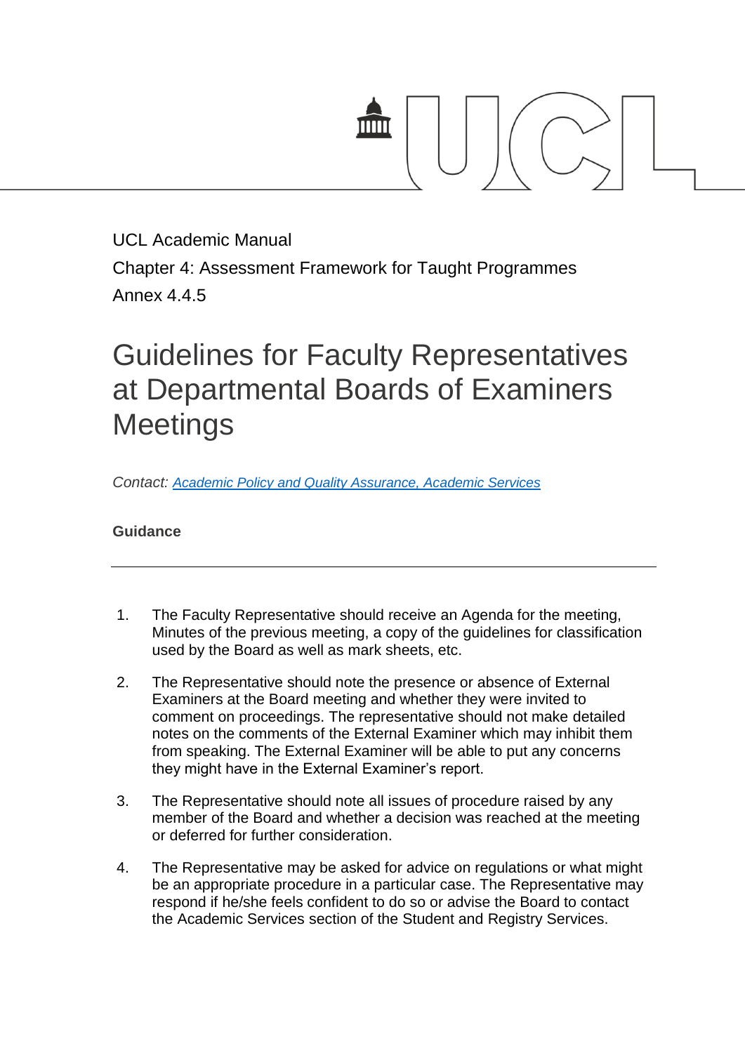UCL Academic Manual

Chapter 4: Assessment Framework for Taught Programmes

Annex 4.4.5

# Guidelines for Faculty Representatives at Departmental Boards of Examiners Meetings

*Contact: [Academic Policy and Quality Assurance, Academic Services]()*

**Guidance**

---

1. The Faculty Representative should receive an Agenda for the meeting, Minutes of the previous meeting, a copy of the guidelines for classification used by the Board as well as mark sheets, etc.

2. The Representative should note the presence or absence of External Examiners at the Board meeting and whether they were invited to comment on proceedings. The representative should not make detailed notes on the comments of the External Examiner which may inhibit them from speaking. The External Examiner will be able to put any concerns they might have in the External Examiner's report.

3. The Representative should note all issues of procedure raised by any member of the Board and whether a decision was reached at the meeting or deferred for further consideration.

4. The Representative may be asked for advice on regulations or what might be an appropriate procedure in a particular case. The Representative may respond if he/she feels confident to do so or advise the Board to contact the Academic Services section of the Student and Registry Services.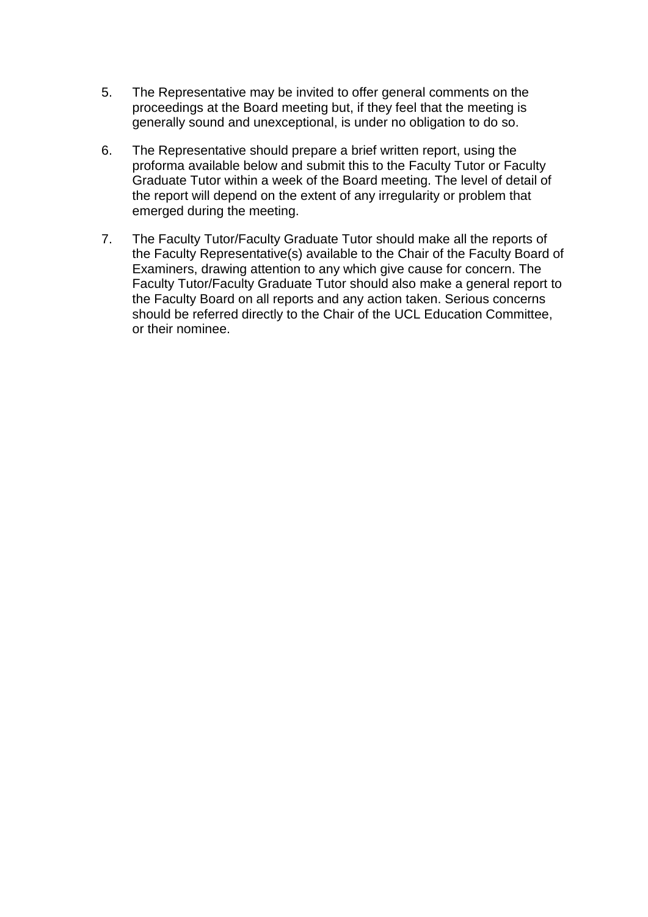5. The Representative may be invited to offer general comments on the proceedings at the Board meeting but, if they feel that the meeting is generally sound and unexceptional, is under no obligation to do so.

6. The Representative should prepare a brief written report, using the proforma available below and submit this to the Faculty Tutor or Faculty Graduate Tutor within a week of the Board meeting. The level of detail of the report will depend on the extent of any irregularity or problem that emerged during the meeting.

7. The Faculty Tutor/Faculty Graduate Tutor should make all the reports of the Faculty Representative(s) available to the Chair of the Faculty Board of Examiners, drawing attention to any which give cause for concern. The Faculty Tutor/Faculty Graduate Tutor should also make a general report to the Faculty Board on all reports and any action taken. Serious concerns should be referred directly to the Chair of the UCL Education Committee, or their nominee.